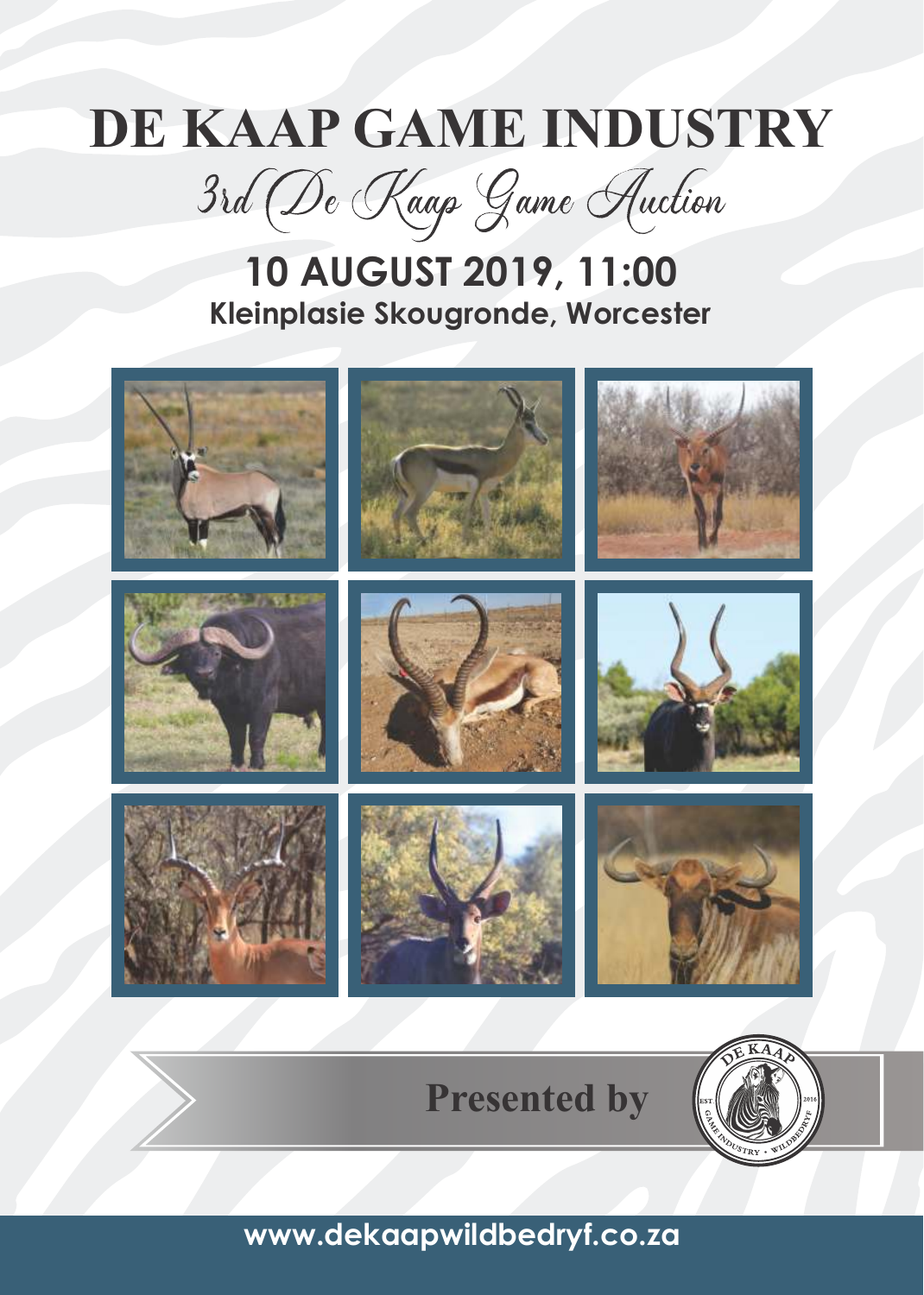# DE KAAP GAME INDUSTRY

## 3rd De Kaap Game Auction

**10 AUGUST 2019, 11:00**

**Kleinplasie Skougronde, Worcester**

**Presented by**

www.dekaapwildbedryf.co.za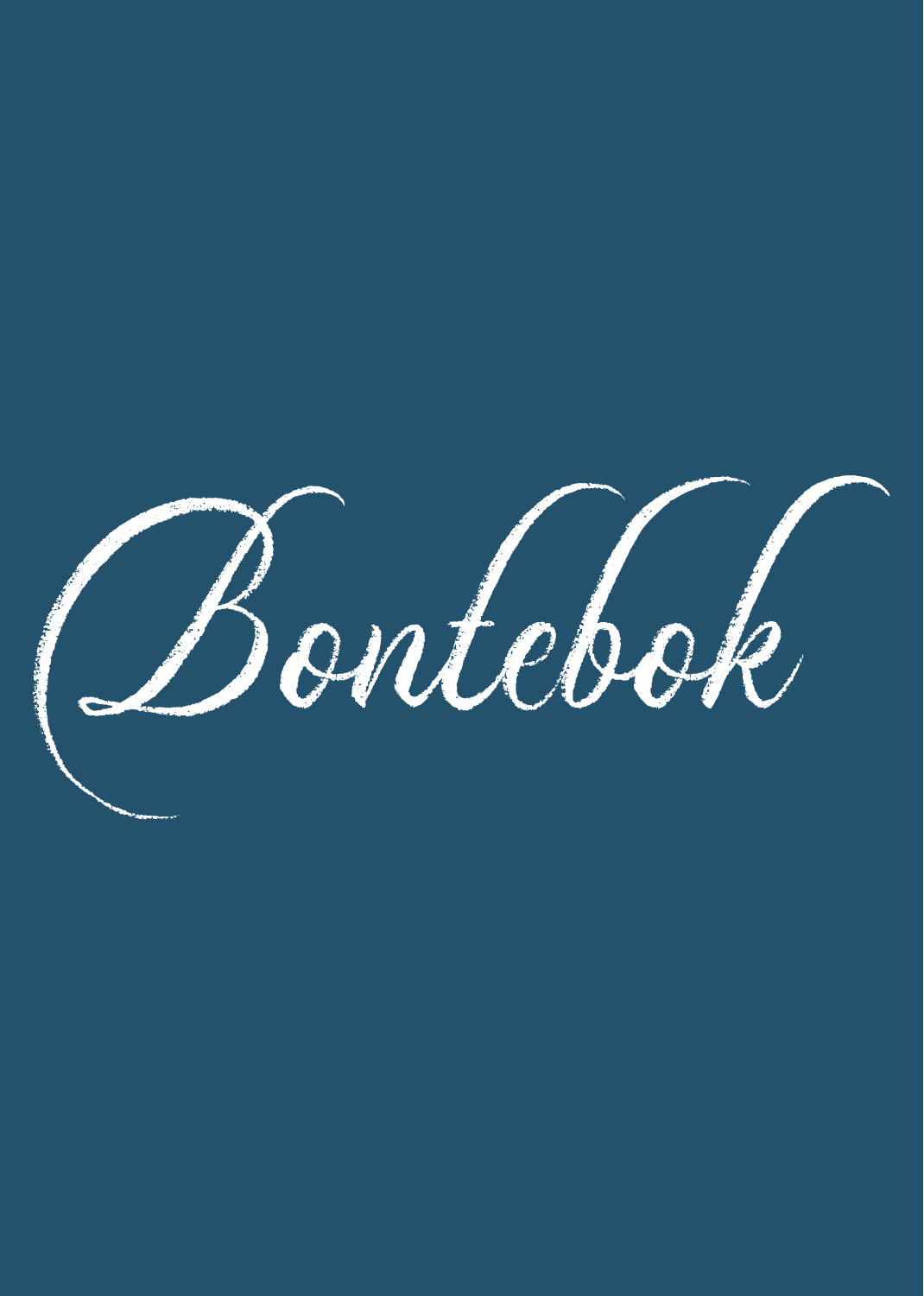# Bontebok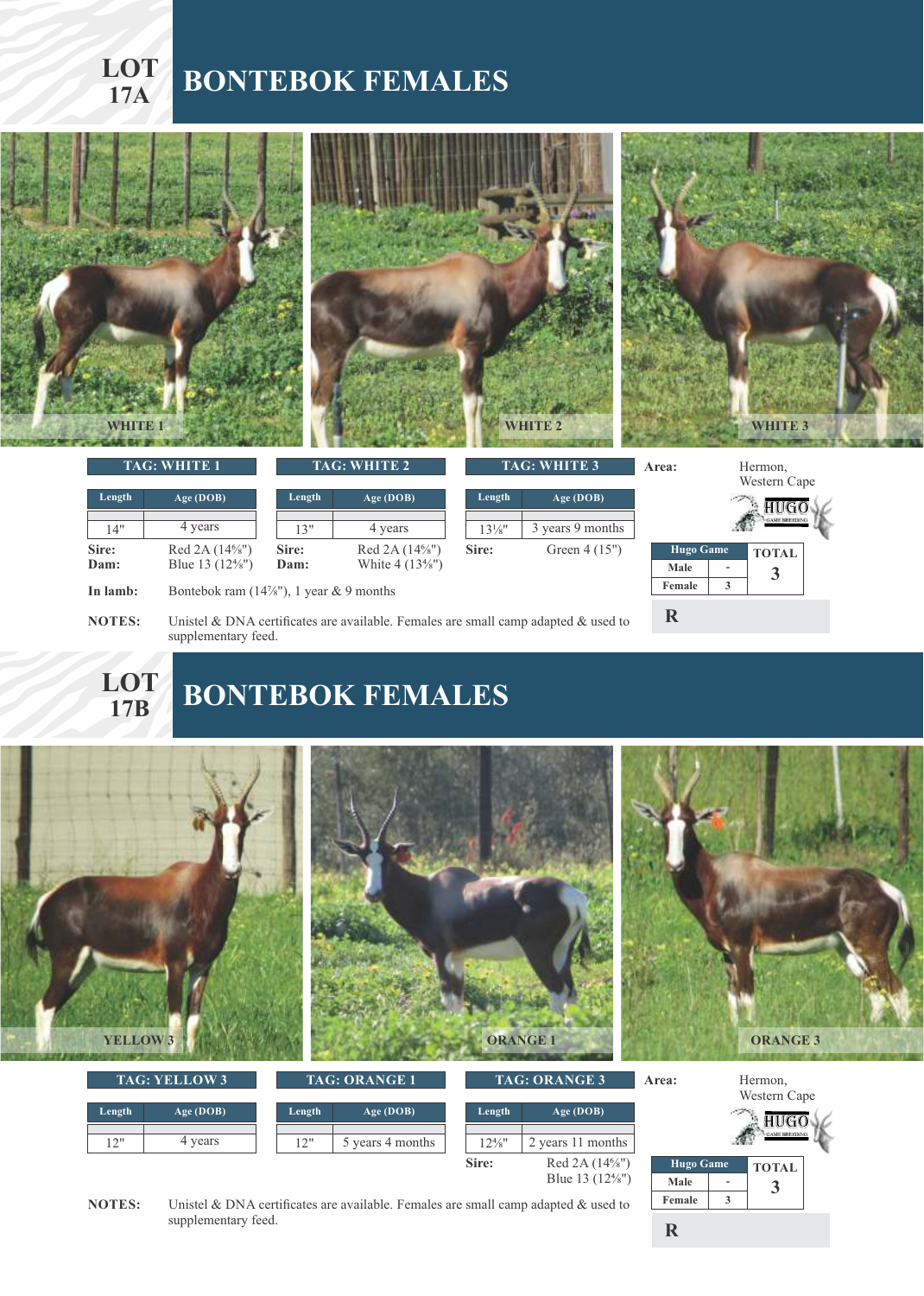# LOT 17A BONTEBOK FEMALES

WHITE 1

WHITE 2

WHITE 3

| TAG: WHITE 1 | |
|---|---|
| Length | Age (DOB) |
| 14" | 4 years |

Sire: Red 2A (14⅝")
Dam: Blue 13 (12⅜")

| TAG: WHITE 2 | |
|---|---|
| Length | Age (DOB) |
| 13" | 4 years |

Sire: Red 2A (14⅝")
Dam: White 4 (13⅜")

| TAG: WHITE 3 | |
|---|---|
| Length | Age (DOB) |
| 13⅛" | 3 years 9 months |

Sire: Green 4 (15")

**Area:** Hermon, Western Cape

HUGO GAME BREEDING

| Hugo Game | | TOTAL |
|---|---|---|
| Male | - | 3 |
| Female | 3 | |

R

**In lamb:** Bontebok ram (14⅞"), 1 year & 9 months

**NOTES:** Unistel & DNA certificates are available. Females are small camp adapted & used to supplementary feed.

# LOT 17B BONTEBOK FEMALES

YELLOW 3

ORANGE 1

ORANGE 3

| TAG: YELLOW 3 | |
|---|---|
| Length | Age (DOB) |
| 12" | 4 years |

| TAG: ORANGE 1 | |
|---|---|
| Length | Age (DOB) |
| 12" | 5 years 4 months |

| TAG: ORANGE 3 | |
|---|---|
| Length | Age (DOB) |
| 12⅛" | 2 years 11 months |

Sire: Red 2A (14⅝")
Blue 13 (12⅜")

**Area:** Hermon, Western Cape

HUGO GAME BREEDING

| Hugo Game | | TOTAL |
|---|---|---|
| Male | - | 3 |
| Female | 3 | |

R

**NOTES:** Unistel & DNA certificates are available. Females are small camp adapted & used to supplementary feed.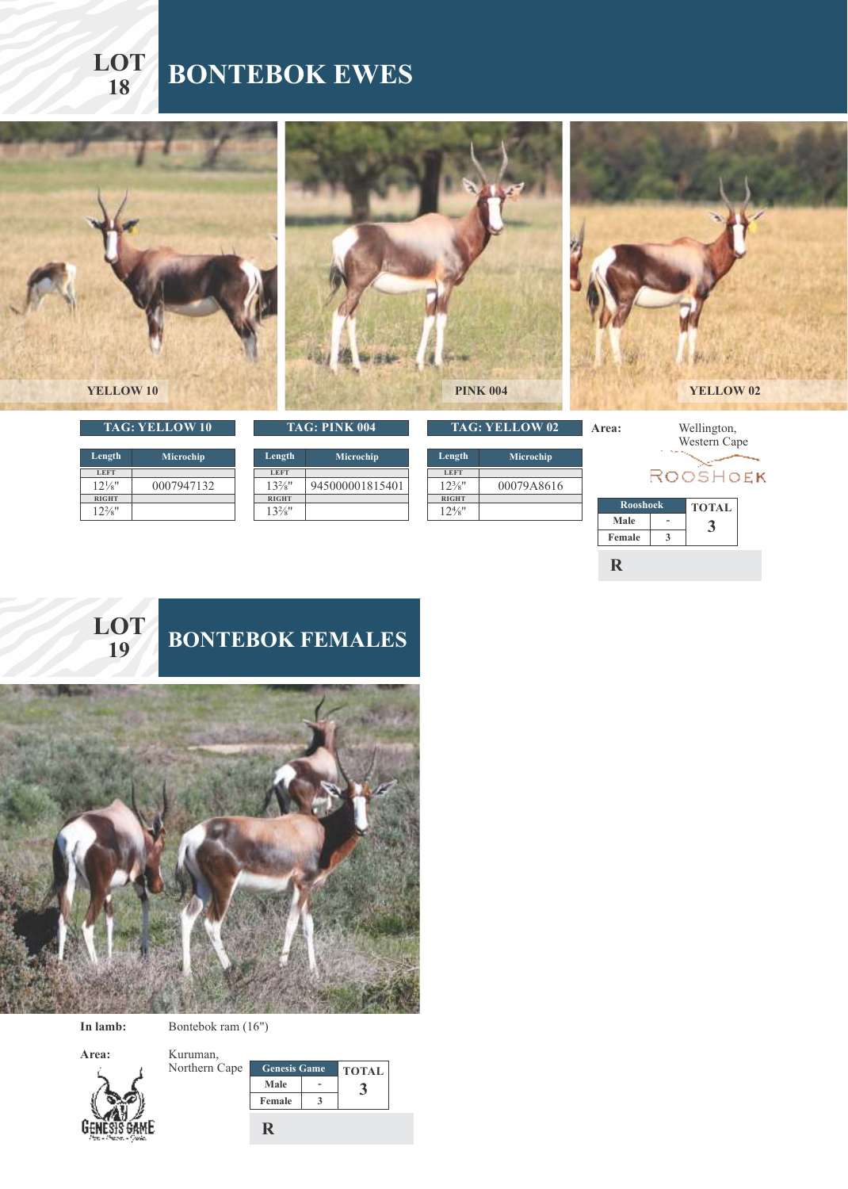# LOT 18 BONTEBOK EWES

YELLOW 10

PINK 004

YELLOW 02

**TAG: YELLOW 10**

| Length | Microchip |
|---|---|
| LEFT | |
| 12⅛" | 0007947132 |
| RIGHT | |
| 12⅞" | |

**TAG: PINK 004**

| Length | Microchip |
|---|---|
| LEFT | |
| 13⅜" | 945000001815401 |
| RIGHT | |
| 13⅜" | |

**TAG: YELLOW 02**

| Length | Microchip |
|---|---|
| LEFT | |
| 12⅜" | 00079A8616 |
| RIGHT | |
| 12⅛" | |

**Area:** Wellington, Western Cape

ROOSHOEK

| Rooshoek | | TOTAL |
|---|---|---|
| Male | - | 3 |
| Female | 3 | |

**R**

# LOT 19 BONTEBOK FEMALES

**In lamb:** Bontebok ram (16")

**Area:** Kuruman, Northern Cape

GENESIS GAME

| Genesis Game | | TOTAL |
|---|---|---|
| Male | - | 3 |
| Female | 3 | |

**R**